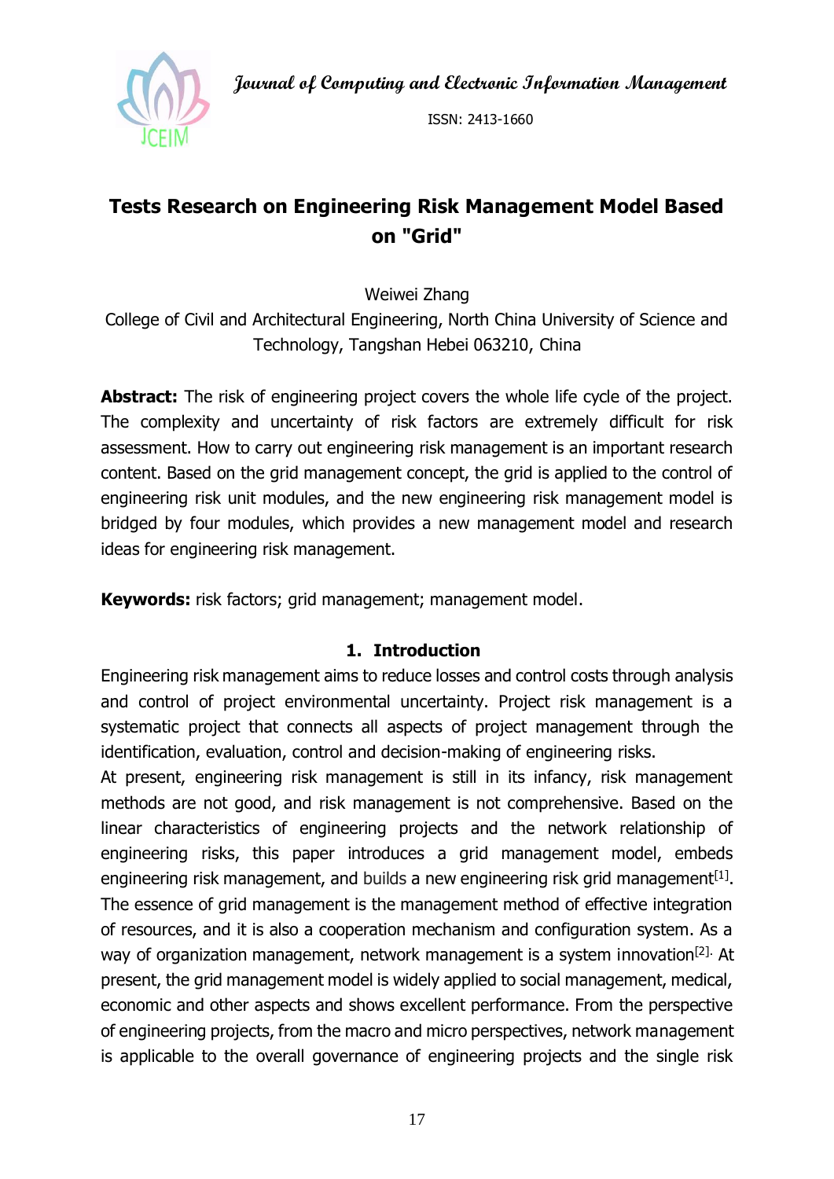Journal of Computing and Electronic Information Management

ISSN: 2413-1660

# Tests Research on Engineering Risk Management Model Based on "Grid"

Weiwei Zhang

College of Civil and Architectural Engineering, North China University of Science and Technology, Tangshan Hebei 063210, China

**Abstract:** The risk of engineering project covers the whole life cycle of the project. The complexity and uncertainty of risk factors are extremely difficult for risk assessment. How to carry out engineering risk management is an important research content. Based on the grid management concept, the grid is applied to the control of engineering risk unit modules, and the new engineering risk management model is bridged by four modules, which provides a new management model and research ideas for engineering risk management.

**Keywords:** risk factors; grid management; management model.

## 1. Introduction

Engineering risk management aims to reduce losses and control costs through analysis and control of project environmental uncertainty. Project risk management is a systematic project that connects all aspects of project management through the identification, evaluation, control and decision-making of engineering risks.

At present, engineering risk management is still in its infancy, risk management methods are not good, and risk management is not comprehensive. Based on the linear characteristics of engineering projects and the network relationship of engineering risks, this paper introduces a grid management model, embeds engineering risk management, and builds a new engineering risk grid management[1]. The essence of grid management is the management method of effective integration of resources, and it is also a cooperation mechanism and configuration system. As a way of organization management, network management is a system innovation[2]. At present, the grid management model is widely applied to social management, medical, economic and other aspects and shows excellent performance. From the perspective of engineering projects, from the macro and micro perspectives, network management is applicable to the overall governance of engineering projects and the single risk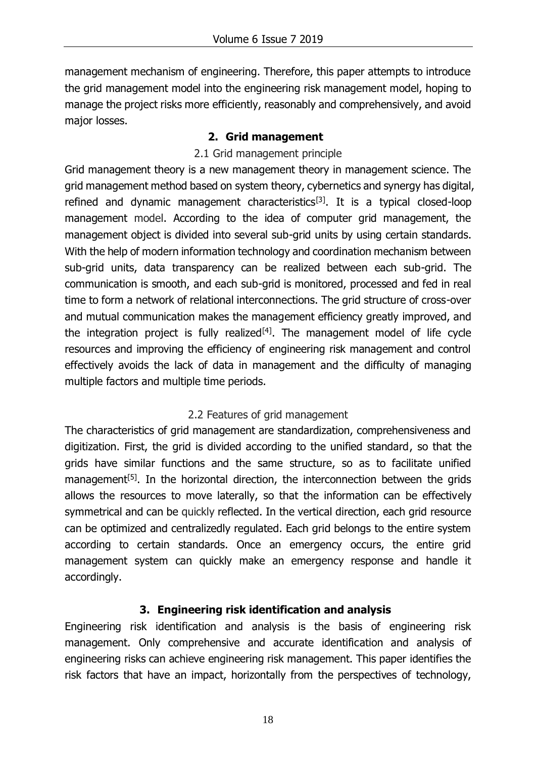management mechanism of engineering. Therefore, this paper attempts to introduce the grid management model into the engineering risk management model, hoping to manage the project risks more efficiently, reasonably and comprehensively, and avoid major losses.

## 2. Grid management

### 2.1 Grid management principle

Grid management theory is a new management theory in management science. The grid management method based on system theory, cybernetics and synergy has digital, refined and dynamic management characteristics[3]. It is a typical closed-loop management model. According to the idea of computer grid management, the management object is divided into several sub-grid units by using certain standards. With the help of modern information technology and coordination mechanism between sub-grid units, data transparency can be realized between each sub-grid. The communication is smooth, and each sub-grid is monitored, processed and fed in real time to form a network of relational interconnections. The grid structure of cross-over and mutual communication makes the management efficiency greatly improved, and the integration project is fully realized[4]. The management model of life cycle resources and improving the efficiency of engineering risk management and control effectively avoids the lack of data in management and the difficulty of managing multiple factors and multiple time periods.

### 2.2 Features of grid management

The characteristics of grid management are standardization, comprehensiveness and digitization. First, the grid is divided according to the unified standard, so that the grids have similar functions and the same structure, so as to facilitate unified management[5]. In the horizontal direction, the interconnection between the grids allows the resources to move laterally, so that the information can be effectively symmetrical and can be quickly reflected. In the vertical direction, each grid resource can be optimized and centralizedly regulated. Each grid belongs to the entire system according to certain standards. Once an emergency occurs, the entire grid management system can quickly make an emergency response and handle it accordingly.

## 3. Engineering risk identification and analysis

Engineering risk identification and analysis is the basis of engineering risk management. Only comprehensive and accurate identification and analysis of engineering risks can achieve engineering risk management. This paper identifies the risk factors that have an impact, horizontally from the perspectives of technology,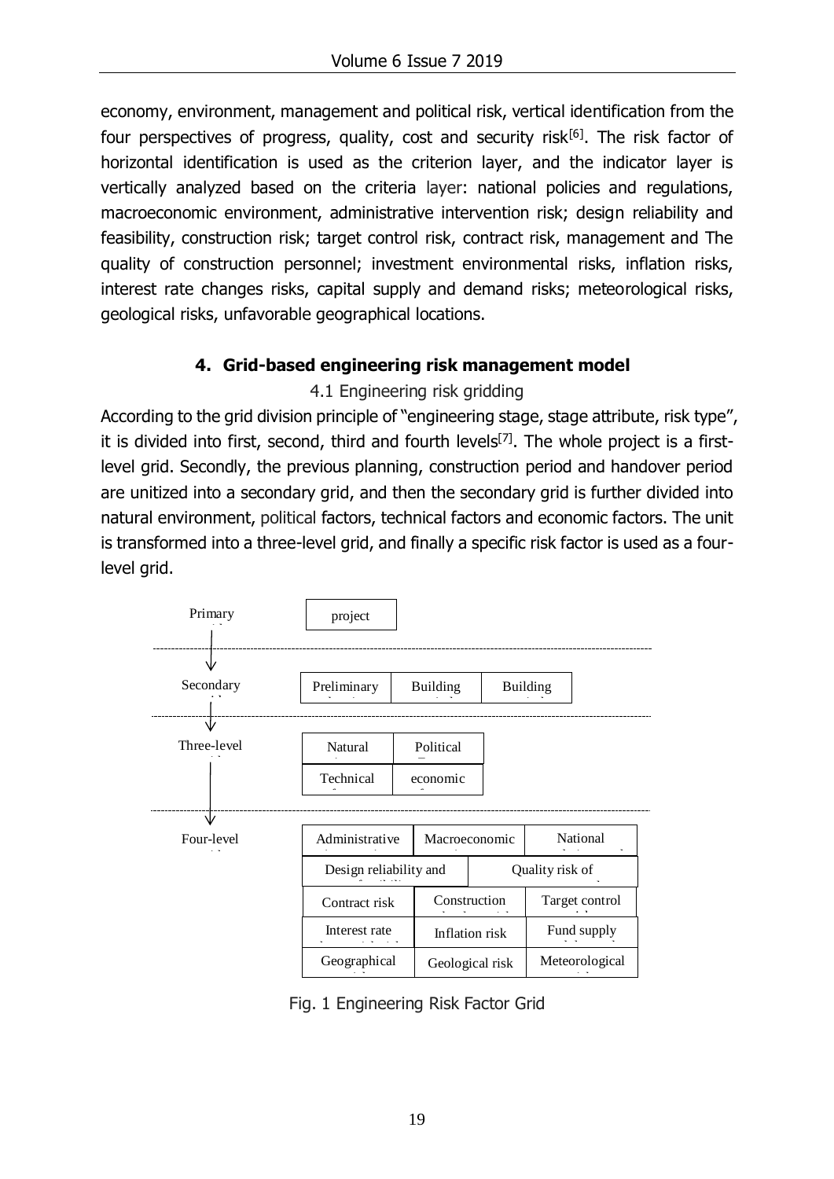economy, environment, management and political risk, vertical identification from the four perspectives of progress, quality, cost and security risk[6]. The risk factor of horizontal identification is used as the criterion layer, and the indicator layer is vertically analyzed based on the criteria layer: national policies and regulations, macroeconomic environment, administrative intervention risk; design reliability and feasibility, construction risk; target control risk, contract risk, management and The quality of construction personnel; investment environmental risks, inflation risks, interest rate changes risks, capital supply and demand risks; meteorological risks, geological risks, unfavorable geographical locations.

## 4. Grid-based engineering risk management model

### 4.1 Engineering risk gridding

According to the grid division principle of "engineering stage, stage attribute, risk type", it is divided into first, second, third and fourth levels[7]. The whole project is a first-level grid. Secondly, the previous planning, construction period and handover period are unitized into a secondary grid, and then the secondary grid is further divided into natural environment, political factors, technical factors and economic factors. The unit is transformed into a three-level grid, and finally a specific risk factor is used as a four-level grid.

| Level | Grid units | | |
| --- | --- | --- | --- |
| Primary | project | | |
| Secondary | Preliminary | Building | Building |
| Three-level | Natural | Political | |
| | Technical | economic | |
| Four-level | Administrative | Macroeconomic | National |
| | Design reliability and | Quality risk of | |
| | Contract risk | Construction | Target control |
| | Interest rate | Inflation risk | Fund supply |
| | Geographical | Geological risk | Meteorological |

Fig. 1 Engineering Risk Factor Grid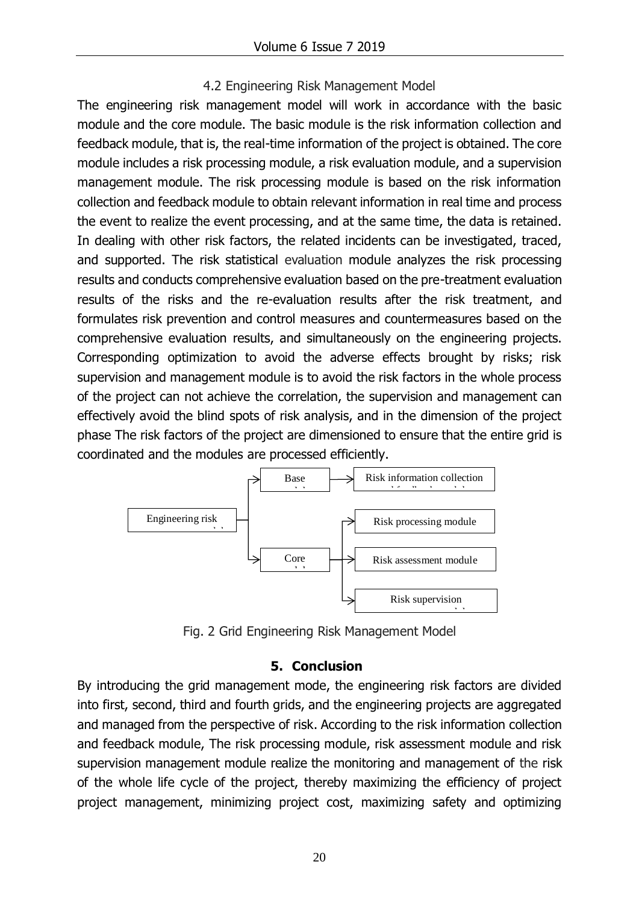### 4.2 Engineering Risk Management Model

The engineering risk management model will work in accordance with the basic module and the core module. The basic module is the risk information collection and feedback module, that is, the real-time information of the project is obtained. The core module includes a risk processing module, a risk evaluation module, and a supervision management module. The risk processing module is based on the risk information collection and feedback module to obtain relevant information in real time and process the event to realize the event processing, and at the same time, the data is retained. In dealing with other risk factors, the related incidents can be investigated, traced, and supported. The risk statistical evaluation module analyzes the risk processing results and conducts comprehensive evaluation based on the pre-treatment evaluation results of the risks and the re-evaluation results after the risk treatment, and formulates risk prevention and control measures and countermeasures based on the comprehensive evaluation results, and simultaneously on the engineering projects. Corresponding optimization to avoid the adverse effects brought by risks; risk supervision and management module is to avoid the risk factors in the whole process of the project can not achieve the correlation, the supervision and management can effectively avoid the blind spots of risk analysis, and in the dimension of the project phase The risk factors of the project are dimensioned to ensure that the entire grid is coordinated and the modules are processed efficiently.

- Engineering risk
  - Base
    - Risk information collection
  - Core
    - Risk processing module
    - Risk assessment module
    - Risk supervision

Fig. 2 Grid Engineering Risk Management Model

## 5. Conclusion

By introducing the grid management mode, the engineering risk factors are divided into first, second, third and fourth grids, and the engineering projects are aggregated and managed from the perspective of risk. According to the risk information collection and feedback module, The risk processing module, risk assessment module and risk supervision management module realize the monitoring and management of the risk of the whole life cycle of the project, thereby maximizing the efficiency of project project management, minimizing project cost, maximizing safety and optimizing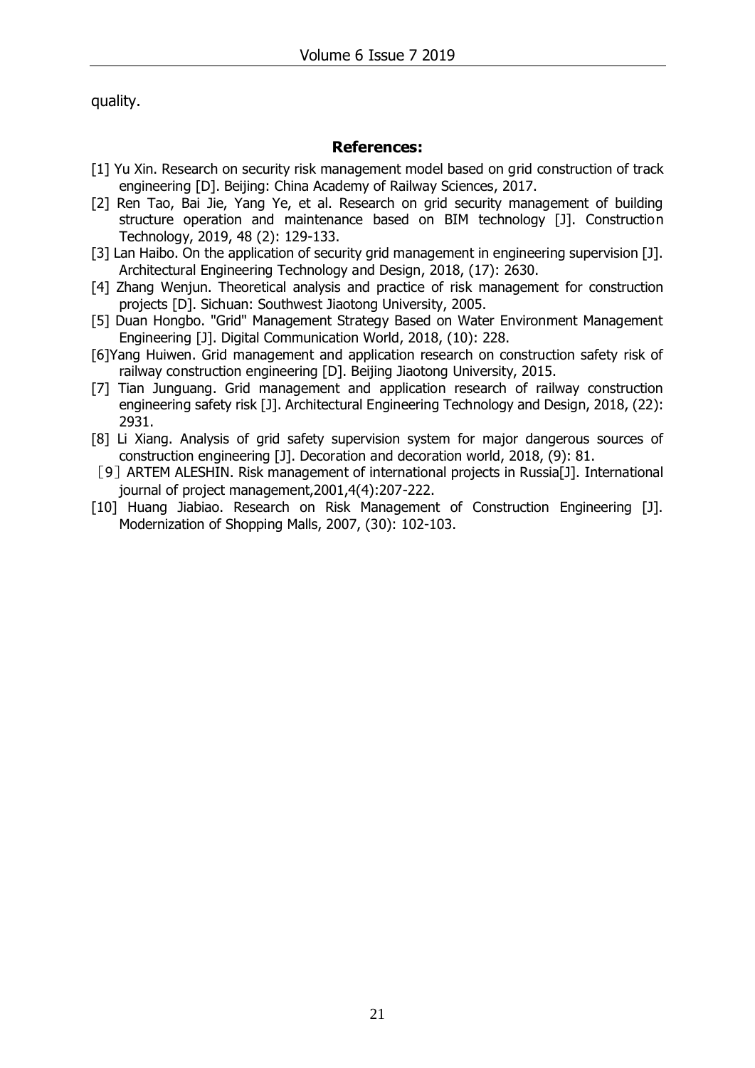quality.

## References:

[1] Yu Xin. Research on security risk management model based on grid construction of track engineering [D]. Beijing: China Academy of Railway Sciences, 2017.

[2] Ren Tao, Bai Jie, Yang Ye, et al. Research on grid security management of building structure operation and maintenance based on BIM technology [J]. Construction Technology, 2019, 48 (2): 129-133.

[3] Lan Haibo. On the application of security grid management in engineering supervision [J]. Architectural Engineering Technology and Design, 2018, (17): 2630.

[4] Zhang Wenjun. Theoretical analysis and practice of risk management for construction projects [D]. Sichuan: Southwest Jiaotong University, 2005.

[5] Duan Hongbo. "Grid" Management Strategy Based on Water Environment Management Engineering [J]. Digital Communication World, 2018, (10): 228.

[6]Yang Huiwen. Grid management and application research on construction safety risk of railway construction engineering [D]. Beijing Jiaotong University, 2015.

[7] Tian Junguang. Grid management and application research of railway construction engineering safety risk [J]. Architectural Engineering Technology and Design, 2018, (22): 2931.

[8] Li Xiang. Analysis of grid safety supervision system for major dangerous sources of construction engineering [J]. Decoration and decoration world, 2018, (9): 81.

［9］ARTEM ALESHIN. Risk management of international projects in Russia[J]. International journal of project management,2001,4(4):207-222.

[10] Huang Jiabiao. Research on Risk Management of Construction Engineering [J]. Modernization of Shopping Malls, 2007, (30): 102-103.